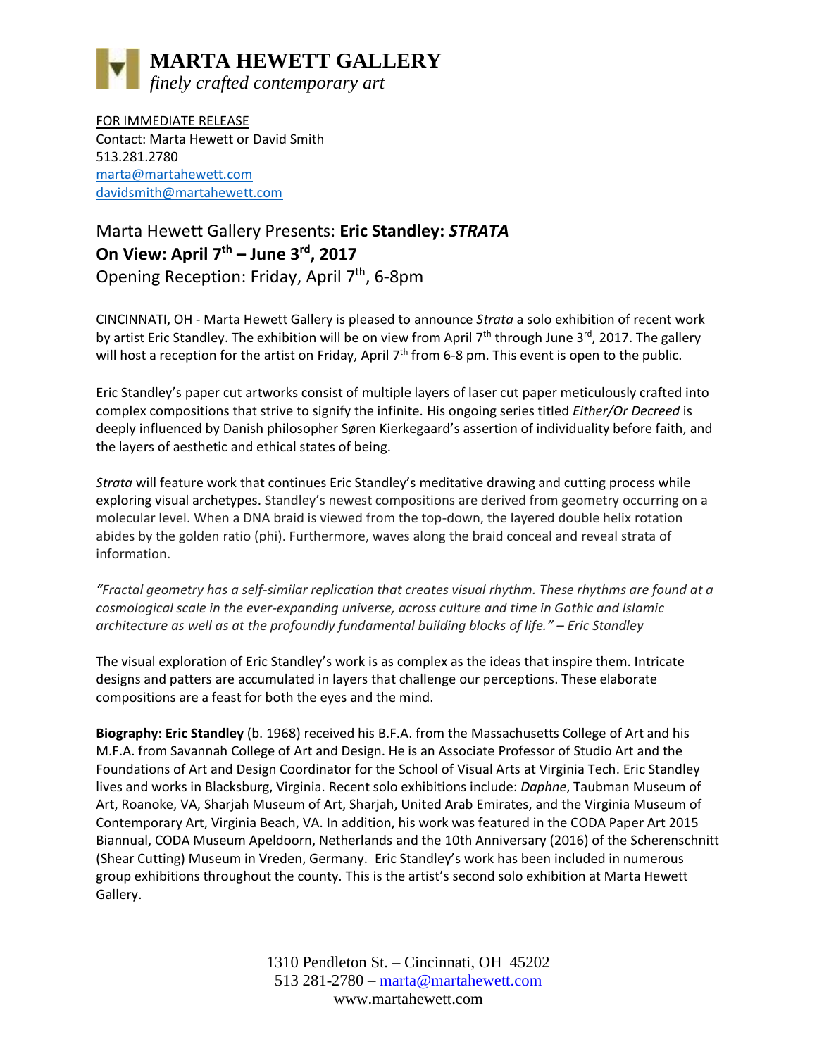# MARTA HEWETT GALLERY

*finely crafted contemporary art*

FOR IMMEDIATE RELEASE
Contact: Marta Hewett or David Smith
513.281.2780
marta@martahewett.com
davidsmith@martahewett.com

## Marta Hewett Gallery Presents: **Eric Standley: *STRATA***

**On View: April 7th – June 3rd, 2017**

Opening Reception: Friday, April 7th, 6-8pm

CINCINNATI, OH - Marta Hewett Gallery is pleased to announce *Strata* a solo exhibition of recent work by artist Eric Standley. The exhibition will be on view from April 7th through June 3rd, 2017. The gallery will host a reception for the artist on Friday, April 7th from 6-8 pm. This event is open to the public.

Eric Standley's paper cut artworks consist of multiple layers of laser cut paper meticulously crafted into complex compositions that strive to signify the infinite. His ongoing series titled *Either/Or Decreed* is deeply influenced by Danish philosopher Søren Kierkegaard's assertion of individuality before faith, and the layers of aesthetic and ethical states of being.

*Strata* will feature work that continues Eric Standley's meditative drawing and cutting process while exploring visual archetypes. Standley's newest compositions are derived from geometry occurring on a molecular level. When a DNA braid is viewed from the top-down, the layered double helix rotation abides by the golden ratio (phi). Furthermore, waves along the braid conceal and reveal strata of information.

*"Fractal geometry has a self-similar replication that creates visual rhythm. These rhythms are found at a cosmological scale in the ever-expanding universe, across culture and time in Gothic and Islamic architecture as well as at the profoundly fundamental building blocks of life." – Eric Standley*

The visual exploration of Eric Standley's work is as complex as the ideas that inspire them. Intricate designs and patters are accumulated in layers that challenge our perceptions. These elaborate compositions are a feast for both the eyes and the mind.

**Biography: Eric Standley** (b. 1968) received his B.F.A. from the Massachusetts College of Art and his M.F.A. from Savannah College of Art and Design. He is an Associate Professor of Studio Art and the Foundations of Art and Design Coordinator for the School of Visual Arts at Virginia Tech. Eric Standley lives and works in Blacksburg, Virginia. Recent solo exhibitions include: *Daphne*, Taubman Museum of Art, Roanoke, VA, Sharjah Museum of Art, Sharjah, United Arab Emirates, and the Virginia Museum of Contemporary Art, Virginia Beach, VA. In addition, his work was featured in the CODA Paper Art 2015 Biannual, CODA Museum Apeldoorn, Netherlands and the 10th Anniversary (2016) of the Scherenschnitt (Shear Cutting) Museum in Vreden, Germany. Eric Standley's work has been included in numerous group exhibitions throughout the county. This is the artist's second solo exhibition at Marta Hewett Gallery.

1310 Pendleton St. – Cincinnati, OH 45202
513 281-2780 – marta@martahewett.com
www.martahewett.com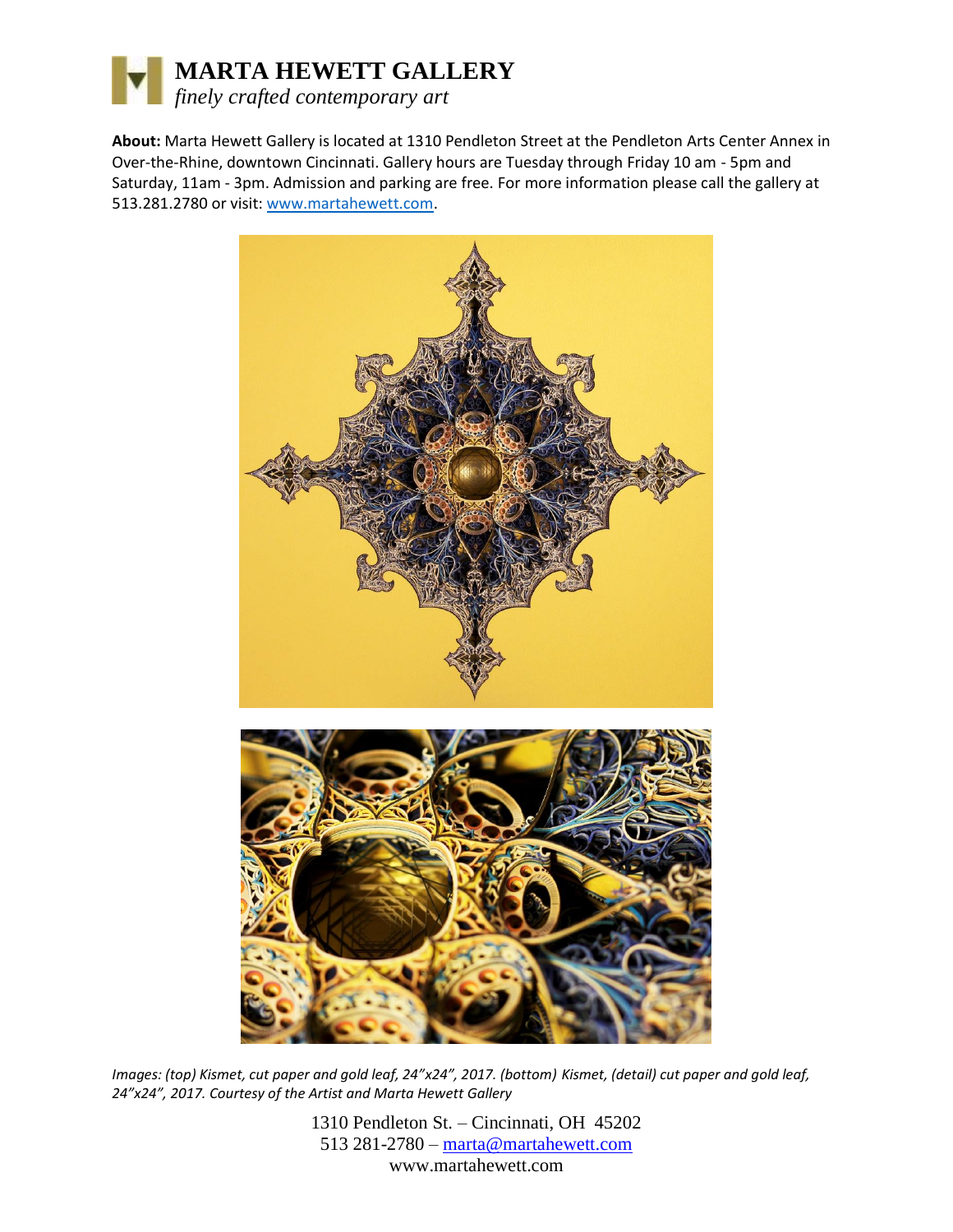# MARTA HEWETT GALLERY

*finely crafted contemporary art*

**About:** Marta Hewett Gallery is located at 1310 Pendleton Street at the Pendleton Arts Center Annex in Over-the-Rhine, downtown Cincinnati. Gallery hours are Tuesday through Friday 10 am - 5pm and Saturday, 11am - 3pm. Admission and parking are free. For more information please call the gallery at 513.281.2780 or visit: www.martahewett.com.

*Images: (top) Kismet, cut paper and gold leaf, 24"x24", 2017. (bottom) Kismet, (detail) cut paper and gold leaf, 24"x24", 2017. Courtesy of the Artist and Marta Hewett Gallery*

1310 Pendleton St. – Cincinnati, OH 45202
513 281-2780 – marta@martahewett.com
www.martahewett.com